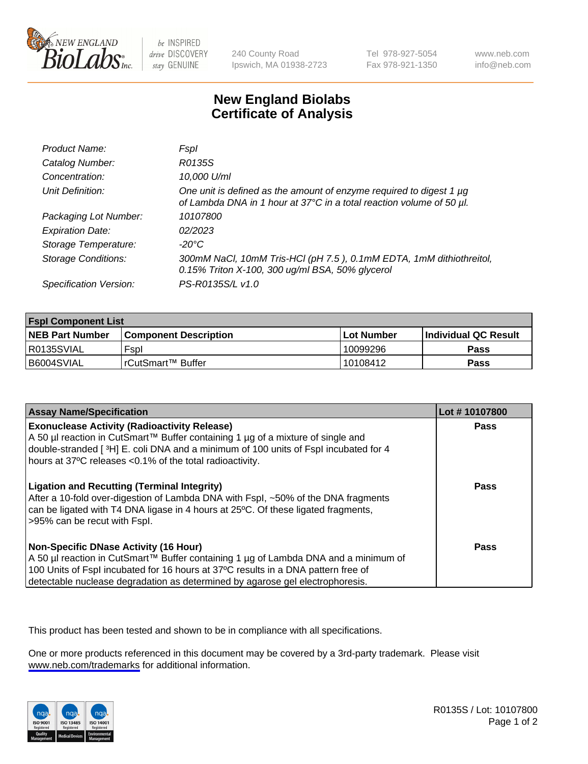NEW ENGLAND BioLabs Inc. — be INSPIRED drive DISCOVERY stay GENUINE

240 County Road
Ipswich, MA 01938-2723

Tel 978-927-5054
Fax 978-921-1350

www.neb.com
info@neb.com

# New England Biolabs
# Certificate of Analysis

| | |
|---|---|
| *Product Name:* | *FspI* |
| *Catalog Number:* | *R0135S* |
| *Concentration:* | *10,000 U/ml* |
| *Unit Definition:* | *One unit is defined as the amount of enzyme required to digest 1 µg of Lambda DNA in 1 hour at 37°C in a total reaction volume of 50 µl.* |
| *Packaging Lot Number:* | *10107800* |
| *Expiration Date:* | *02/2023* |
| *Storage Temperature:* | *-20°C* |
| *Storage Conditions:* | *300mM NaCl, 10mM Tris-HCl (pH 7.5 ), 0.1mM EDTA, 1mM dithiothreitol, 0.15% Triton X-100, 300 ug/ml BSA, 50% glycerol* |
| *Specification Version:* | *PS-R0135S/L v1.0* |

| **FspI Component List** | | | |
|---|---|---|---|
| **NEB Part Number** | **Component Description** | **Lot Number** | **Individual QC Result** |
| R0135SVIAL | FspI | 10099296 | **Pass** |
| B6004SVIAL | rCutSmart™ Buffer | 10108412 | **Pass** |

| **Assay Name/Specification** | **Lot # 10107800** |
|---|---|
| **Exonuclease Activity (Radioactivity Release)**<br>A 50 µl reaction in CutSmart™ Buffer containing 1 µg of a mixture of single and double-stranded [ $^{3}$H] E. coli DNA and a minimum of 100 units of FspI incubated for 4 hours at 37ºC releases <0.1% of the total radioactivity. | **Pass** |
| **Ligation and Recutting (Terminal Integrity)**<br>After a 10-fold over-digestion of Lambda DNA with FspI, ~50% of the DNA fragments can be ligated with T4 DNA ligase in 4 hours at 25ºC. Of these ligated fragments, >95% can be recut with FspI. | **Pass** |
| **Non-Specific DNase Activity (16 Hour)**<br>A 50 µl reaction in CutSmart™ Buffer containing 1 µg of Lambda DNA and a minimum of 100 Units of FspI incubated for 16 hours at 37ºC results in a DNA pattern free of detectable nuclease degradation as determined by agarose gel electrophoresis. | **Pass** |

This product has been tested and shown to be in compliance with all specifications.

One or more products referenced in this document may be covered by a 3rd-party trademark. Please visit www.neb.com/trademarks for additional information.

R0135S / Lot: 10107800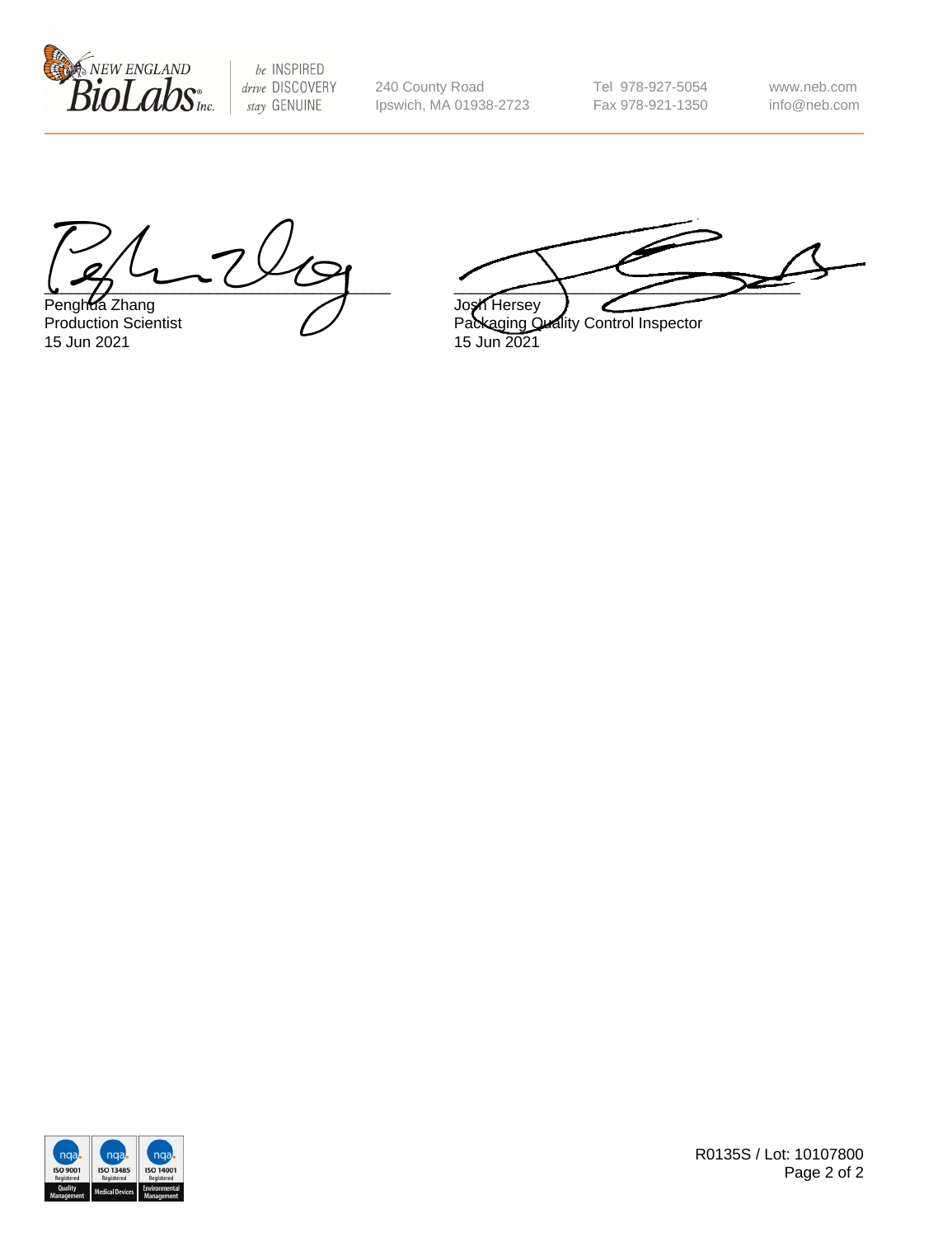Penghua Zhang
Production Scientist
15 Jun 2021

Josh Hersey
Packaging Quality Control Inspector
15 Jun 2021

R0135S / Lot: 10107800